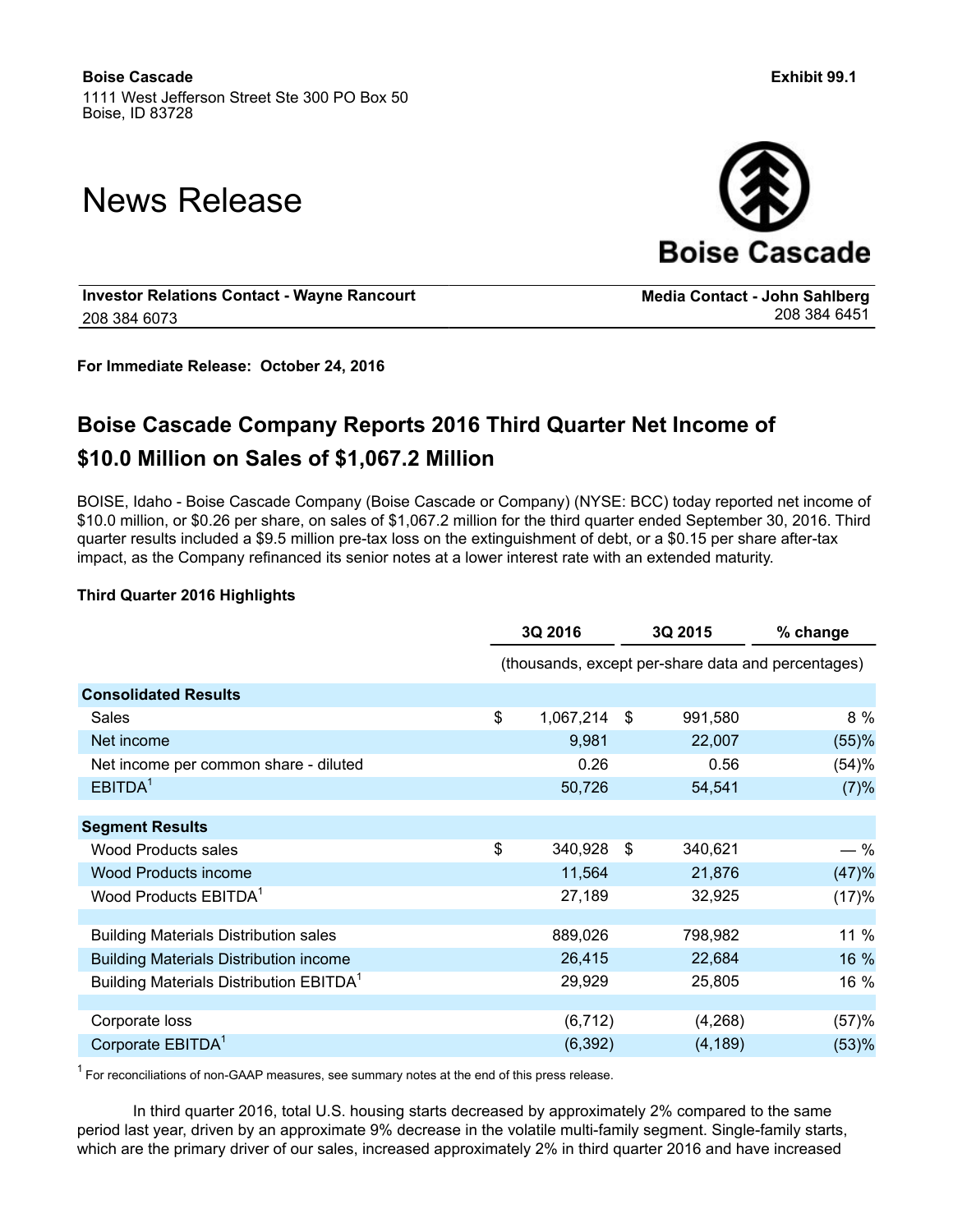**Boise Cascade**
1111 West Jefferson Street Ste 300 PO Box 50
Boise, ID 83728

**Exhibit 99.1**

# News Release

**Investor Relations Contact - Wayne Rancourt**
208 384 6073

**Media Contact - John Sahlberg**
208 384 6451

**For Immediate Release: October 24, 2016**

## Boise Cascade Company Reports 2016 Third Quarter Net Income of $10.0 Million on Sales of $1,067.2 Million

BOISE, Idaho - Boise Cascade Company (Boise Cascade or Company) (NYSE: BCC) today reported net income of $10.0 million, or $0.26 per share, on sales of $1,067.2 million for the third quarter ended September 30, 2016. Third quarter results included a $9.5 million pre-tax loss on the extinguishment of debt, or a $0.15 per share after-tax impact, as the Company refinanced its senior notes at a lower interest rate with an extended maturity.

**Third Quarter 2016 Highlights**

| | 3Q 2016 | 3Q 2015 | % change |
|---|---|---|---|
| | (thousands, except per-share data and percentages) | | |
| **Consolidated Results** | | | |
| Sales | $ 1,067,214 | $ 991,580 | 8 % |
| Net income | 9,981 | 22,007 | (55)% |
| Net income per common share - diluted | 0.26 | 0.56 | (54)% |
| EBITDA[1] | 50,726 | 54,541 | (7)% |
| **Segment Results** | | | |
| Wood Products sales | $ 340,928 | $ 340,621 | — % |
| Wood Products income | 11,564 | 21,876 | (47)% |
| Wood Products EBITDA[1] | 27,189 | 32,925 | (17)% |
| | | | |
| Building Materials Distribution sales | 889,026 | 798,982 | 11 % |
| Building Materials Distribution income | 26,415 | 22,684 | 16 % |
| Building Materials Distribution EBITDA[1] | 29,929 | 25,805 | 16 % |
| | | | |
| Corporate loss | (6,712) | (4,268) | (57)% |
| Corporate EBITDA[1] | (6,392) | (4,189) | (53)% |

[1] For reconciliations of non-GAAP measures, see summary notes at the end of this press release.

In third quarter 2016, total U.S. housing starts decreased by approximately 2% compared to the same period last year, driven by an approximate 9% decrease in the volatile multi-family segment. Single-family starts, which are the primary driver of our sales, increased approximately 2% in third quarter 2016 and have increased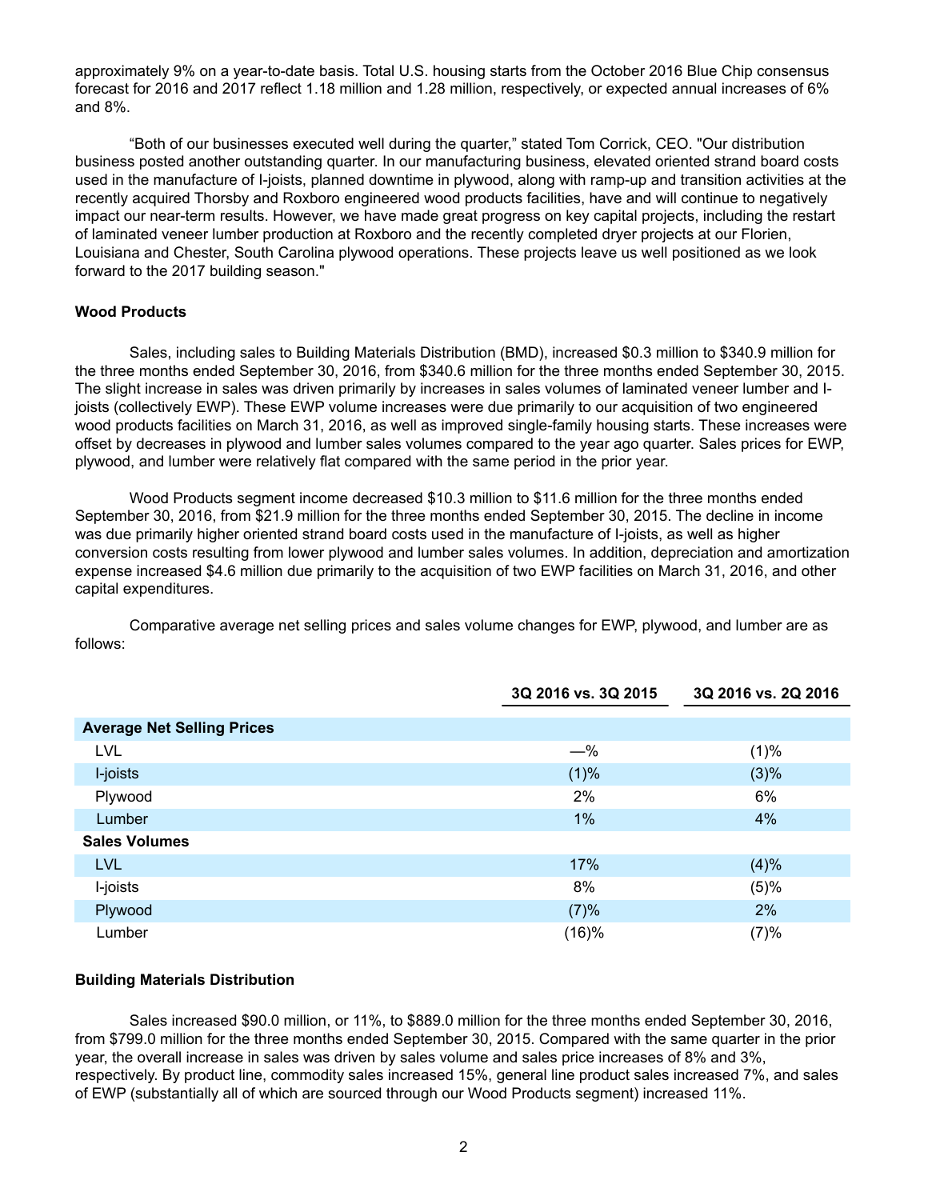approximately 9% on a year-to-date basis. Total U.S. housing starts from the October 2016 Blue Chip consensus forecast for 2016 and 2017 reflect 1.18 million and 1.28 million, respectively, or expected annual increases of 6% and 8%.

"Both of our businesses executed well during the quarter," stated Tom Corrick, CEO. "Our distribution business posted another outstanding quarter. In our manufacturing business, elevated oriented strand board costs used in the manufacture of I-joists, planned downtime in plywood, along with ramp-up and transition activities at the recently acquired Thorsby and Roxboro engineered wood products facilities, have and will continue to negatively impact our near-term results. However, we have made great progress on key capital projects, including the restart of laminated veneer lumber production at Roxboro and the recently completed dryer projects at our Florien, Louisiana and Chester, South Carolina plywood operations. These projects leave us well positioned as we look forward to the 2017 building season."

**Wood Products**

Sales, including sales to Building Materials Distribution (BMD), increased $0.3 million to $340.9 million for the three months ended September 30, 2016, from $340.6 million for the three months ended September 30, 2015. The slight increase in sales was driven primarily by increases in sales volumes of laminated veneer lumber and I-joists (collectively EWP). These EWP volume increases were due primarily to our acquisition of two engineered wood products facilities on March 31, 2016, as well as improved single-family housing starts. These increases were offset by decreases in plywood and lumber sales volumes compared to the year ago quarter. Sales prices for EWP, plywood, and lumber were relatively flat compared with the same period in the prior year.

Wood Products segment income decreased $10.3 million to $11.6 million for the three months ended September 30, 2016, from $21.9 million for the three months ended September 30, 2015. The decline in income was due primarily higher oriented strand board costs used in the manufacture of I-joists, as well as higher conversion costs resulting from lower plywood and lumber sales volumes. In addition, depreciation and amortization expense increased $4.6 million due primarily to the acquisition of two EWP facilities on March 31, 2016, and other capital expenditures.

Comparative average net selling prices and sales volume changes for EWP, plywood, and lumber are as follows:

| | 3Q 2016 vs. 3Q 2015 | 3Q 2016 vs. 2Q 2016 |
|---|---|---|
| **Average Net Selling Prices** | | |
| LVL | —% | (1)% |
| I-joists | (1)% | (3)% |
| Plywood | 2% | 6% |
| Lumber | 1% | 4% |
| **Sales Volumes** | | |
| LVL | 17% | (4)% |
| I-joists | 8% | (5)% |
| Plywood | (7)% | 2% |
| Lumber | (16)% | (7)% |

**Building Materials Distribution**

Sales increased $90.0 million, or 11%, to $889.0 million for the three months ended September 30, 2016, from $799.0 million for the three months ended September 30, 2015. Compared with the same quarter in the prior year, the overall increase in sales was driven by sales volume and sales price increases of 8% and 3%, respectively. By product line, commodity sales increased 15%, general line product sales increased 7%, and sales of EWP (substantially all of which are sourced through our Wood Products segment) increased 11%.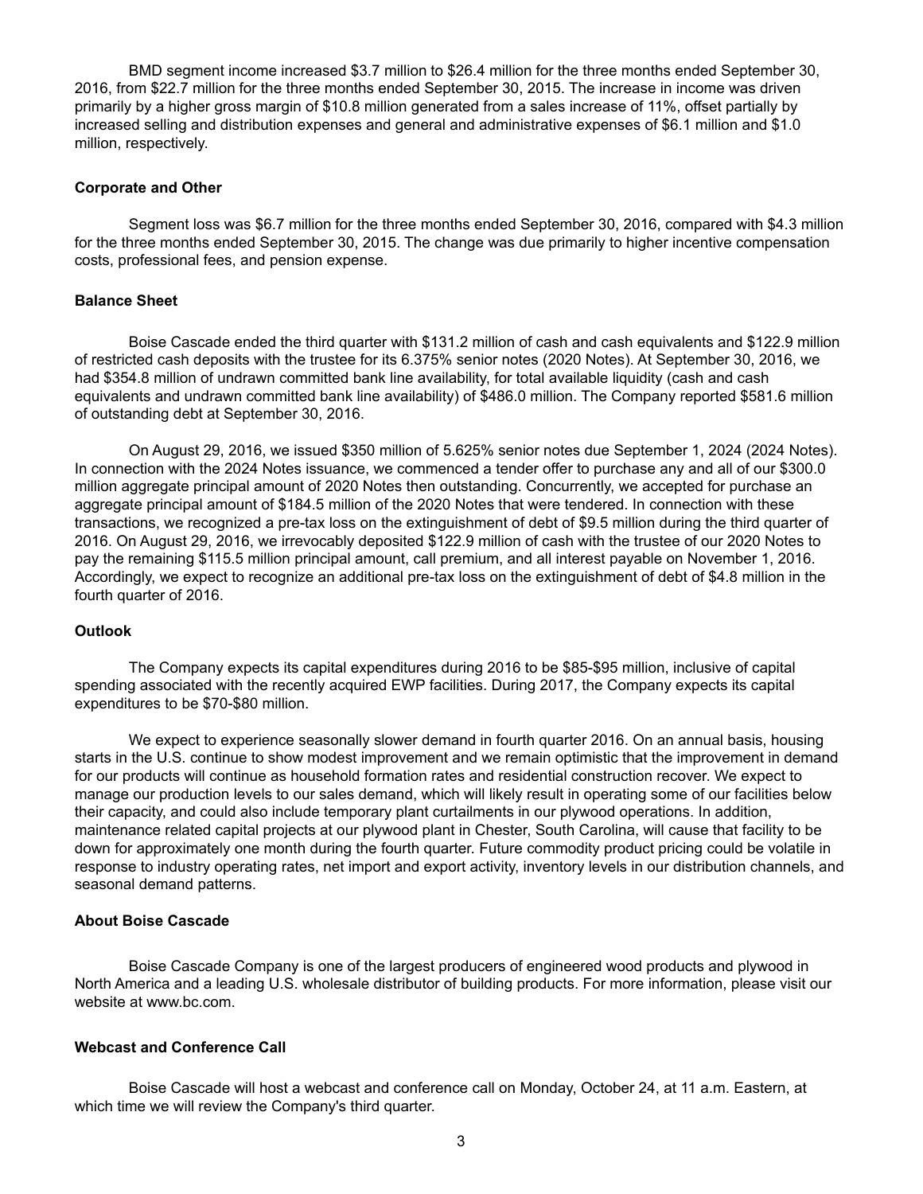BMD segment income increased $3.7 million to $26.4 million for the three months ended September 30, 2016, from $22.7 million for the three months ended September 30, 2015. The increase in income was driven primarily by a higher gross margin of $10.8 million generated from a sales increase of 11%, offset partially by increased selling and distribution expenses and general and administrative expenses of $6.1 million and $1.0 million, respectively.

**Corporate and Other**

Segment loss was $6.7 million for the three months ended September 30, 2016, compared with $4.3 million for the three months ended September 30, 2015. The change was due primarily to higher incentive compensation costs, professional fees, and pension expense.

**Balance Sheet**

Boise Cascade ended the third quarter with $131.2 million of cash and cash equivalents and $122.9 million of restricted cash deposits with the trustee for its 6.375% senior notes (2020 Notes). At September 30, 2016, we had $354.8 million of undrawn committed bank line availability, for total available liquidity (cash and cash equivalents and undrawn committed bank line availability) of $486.0 million. The Company reported $581.6 million of outstanding debt at September 30, 2016.

On August 29, 2016, we issued $350 million of 5.625% senior notes due September 1, 2024 (2024 Notes). In connection with the 2024 Notes issuance, we commenced a tender offer to purchase any and all of our $300.0 million aggregate principal amount of 2020 Notes then outstanding. Concurrently, we accepted for purchase an aggregate principal amount of $184.5 million of the 2020 Notes that were tendered. In connection with these transactions, we recognized a pre-tax loss on the extinguishment of debt of $9.5 million during the third quarter of 2016. On August 29, 2016, we irrevocably deposited $122.9 million of cash with the trustee of our 2020 Notes to pay the remaining $115.5 million principal amount, call premium, and all interest payable on November 1, 2016. Accordingly, we expect to recognize an additional pre-tax loss on the extinguishment of debt of $4.8 million in the fourth quarter of 2016.

**Outlook**

The Company expects its capital expenditures during 2016 to be $85-$95 million, inclusive of capital spending associated with the recently acquired EWP facilities. During 2017, the Company expects its capital expenditures to be $70-$80 million.

We expect to experience seasonally slower demand in fourth quarter 2016. On an annual basis, housing starts in the U.S. continue to show modest improvement and we remain optimistic that the improvement in demand for our products will continue as household formation rates and residential construction recover. We expect to manage our production levels to our sales demand, which will likely result in operating some of our facilities below their capacity, and could also include temporary plant curtailments in our plywood operations. In addition, maintenance related capital projects at our plywood plant in Chester, South Carolina, will cause that facility to be down for approximately one month during the fourth quarter. Future commodity product pricing could be volatile in response to industry operating rates, net import and export activity, inventory levels in our distribution channels, and seasonal demand patterns.

**About Boise Cascade**

Boise Cascade Company is one of the largest producers of engineered wood products and plywood in North America and a leading U.S. wholesale distributor of building products. For more information, please visit our website at www.bc.com.

**Webcast and Conference Call**

Boise Cascade will host a webcast and conference call on Monday, October 24, at 11 a.m. Eastern, at which time we will review the Company's third quarter.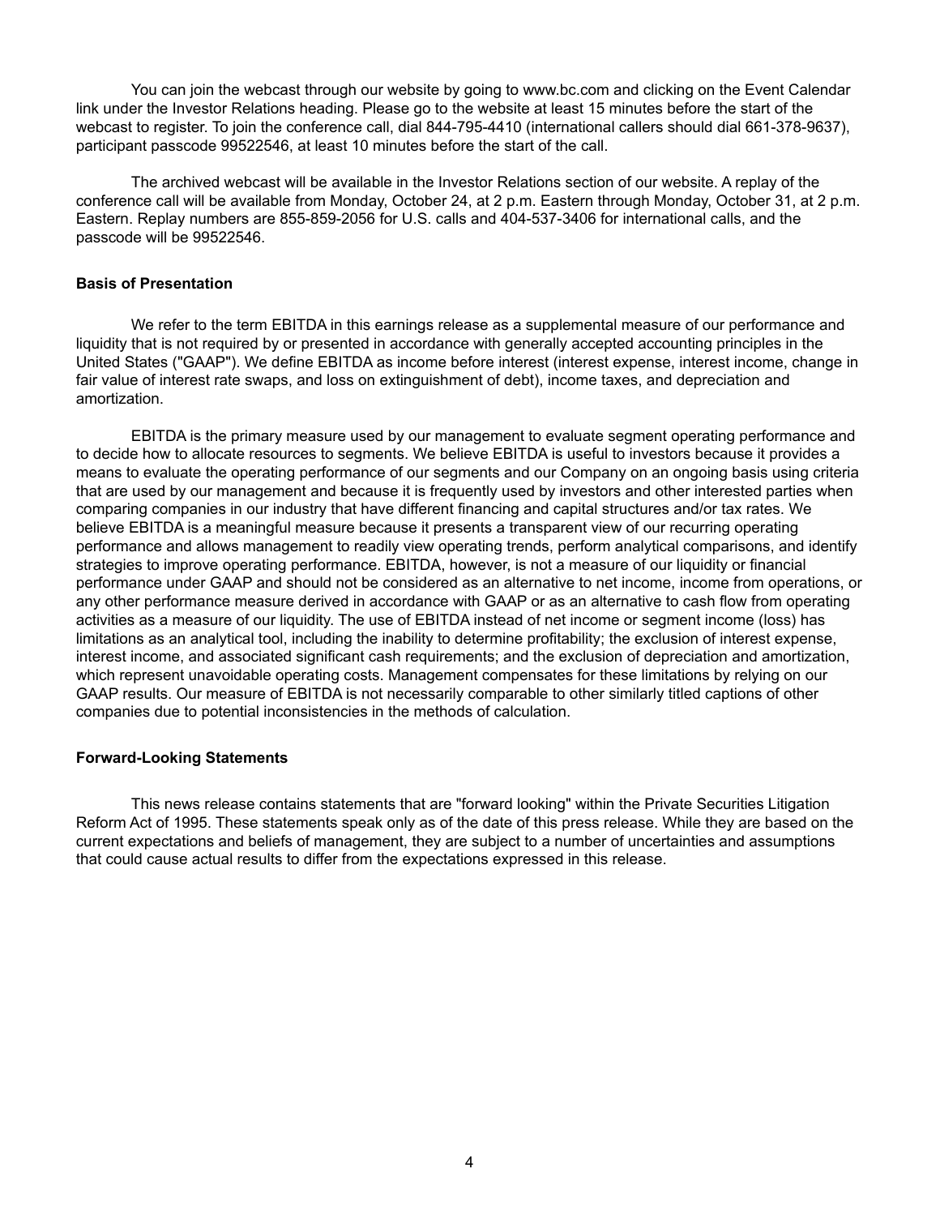You can join the webcast through our website by going to www.bc.com and clicking on the Event Calendar link under the Investor Relations heading. Please go to the website at least 15 minutes before the start of the webcast to register. To join the conference call, dial 844-795-4410 (international callers should dial 661-378-9637), participant passcode 99522546, at least 10 minutes before the start of the call.

The archived webcast will be available in the Investor Relations section of our website. A replay of the conference call will be available from Monday, October 24, at 2 p.m. Eastern through Monday, October 31, at 2 p.m. Eastern. Replay numbers are 855-859-2056 for U.S. calls and 404-537-3406 for international calls, and the passcode will be 99522546.

**Basis of Presentation**

We refer to the term EBITDA in this earnings release as a supplemental measure of our performance and liquidity that is not required by or presented in accordance with generally accepted accounting principles in the United States ("GAAP"). We define EBITDA as income before interest (interest expense, interest income, change in fair value of interest rate swaps, and loss on extinguishment of debt), income taxes, and depreciation and amortization.

EBITDA is the primary measure used by our management to evaluate segment operating performance and to decide how to allocate resources to segments. We believe EBITDA is useful to investors because it provides a means to evaluate the operating performance of our segments and our Company on an ongoing basis using criteria that are used by our management and because it is frequently used by investors and other interested parties when comparing companies in our industry that have different financing and capital structures and/or tax rates. We believe EBITDA is a meaningful measure because it presents a transparent view of our recurring operating performance and allows management to readily view operating trends, perform analytical comparisons, and identify strategies to improve operating performance. EBITDA, however, is not a measure of our liquidity or financial performance under GAAP and should not be considered as an alternative to net income, income from operations, or any other performance measure derived in accordance with GAAP or as an alternative to cash flow from operating activities as a measure of our liquidity. The use of EBITDA instead of net income or segment income (loss) has limitations as an analytical tool, including the inability to determine profitability; the exclusion of interest expense, interest income, and associated significant cash requirements; and the exclusion of depreciation and amortization, which represent unavoidable operating costs. Management compensates for these limitations by relying on our GAAP results. Our measure of EBITDA is not necessarily comparable to other similarly titled captions of other companies due to potential inconsistencies in the methods of calculation.

**Forward-Looking Statements**

This news release contains statements that are "forward looking" within the Private Securities Litigation Reform Act of 1995. These statements speak only as of the date of this press release. While they are based on the current expectations and beliefs of management, they are subject to a number of uncertainties and assumptions that could cause actual results to differ from the expectations expressed in this release.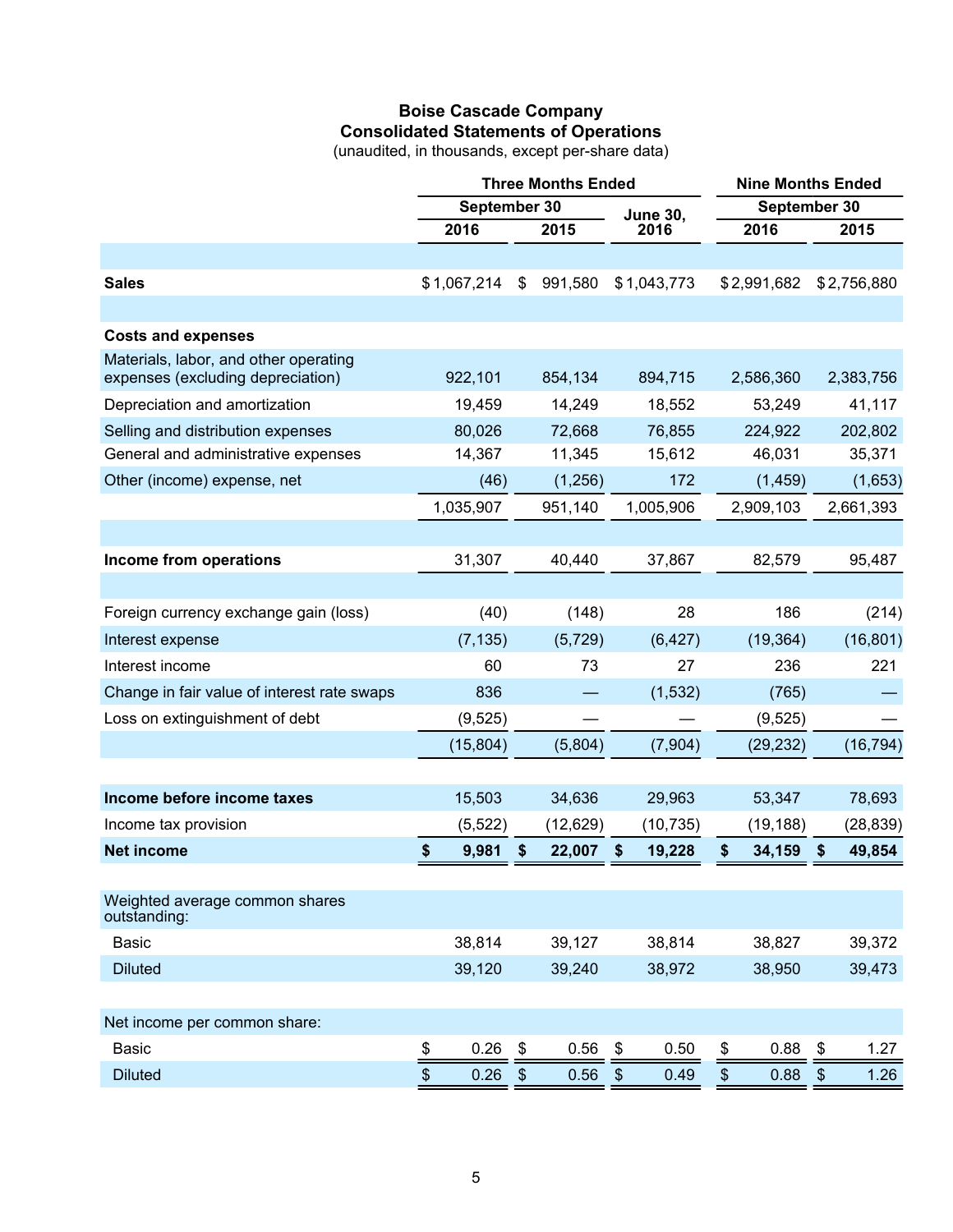**Boise Cascade Company**
**Consolidated Statements of Operations**
(unaudited, in thousands, except per-share data)

| | Three Months Ended | | | Nine Months Ended | |
|---|---|---|---|---|---|
| | September 30 | | June 30, | September 30 | |
| | 2016 | 2015 | 2016 | 2016 | 2015 |
| | | | | | |
| **Sales** | $ 1,067,214 | $ 991,580 | $ 1,043,773 | $ 2,991,682 | $ 2,756,880 |
| | | | | | |
| **Costs and expenses** | | | | | |
| Materials, labor, and other operating expenses (excluding depreciation) | 922,101 | 854,134 | 894,715 | 2,586,360 | 2,383,756 |
| Depreciation and amortization | 19,459 | 14,249 | 18,552 | 53,249 | 41,117 |
| Selling and distribution expenses | 80,026 | 72,668 | 76,855 | 224,922 | 202,802 |
| General and administrative expenses | 14,367 | 11,345 | 15,612 | 46,031 | 35,371 |
| Other (income) expense, net | (46) | (1,256) | 172 | (1,459) | (1,653) |
| | 1,035,907 | 951,140 | 1,005,906 | 2,909,103 | 2,661,393 |
| | | | | | |
| **Income from operations** | 31,307 | 40,440 | 37,867 | 82,579 | 95,487 |
| | | | | | |
| Foreign currency exchange gain (loss) | (40) | (148) | 28 | 186 | (214) |
| Interest expense | (7,135) | (5,729) | (6,427) | (19,364) | (16,801) |
| Interest income | 60 | 73 | 27 | 236 | 221 |
| Change in fair value of interest rate swaps | 836 | — | (1,532) | (765) | — |
| Loss on extinguishment of debt | (9,525) | — | — | (9,525) | — |
| | (15,804) | (5,804) | (7,904) | (29,232) | (16,794) |
| | | | | | |
| **Income before income taxes** | 15,503 | 34,636 | 29,963 | 53,347 | 78,693 |
| Income tax provision | (5,522) | (12,629) | (10,735) | (19,188) | (28,839) |
| **Net income** | **$ 9,981** | **$ 22,007** | **$ 19,228** | **$ 34,159** | **$ 49,854** |
| | | | | | |
| Weighted average common shares outstanding: | | | | | |
| Basic | 38,814 | 39,127 | 38,814 | 38,827 | 39,372 |
| Diluted | 39,120 | 39,240 | 38,972 | 38,950 | 39,473 |
| | | | | | |
| Net income per common share: | | | | | |
| Basic | $ 0.26 | $ 0.56 | $ 0.50 | $ 0.88 | $ 1.27 |
| Diluted | $ 0.26 | $ 0.56 | $ 0.49 | $ 0.88 | $ 1.26 |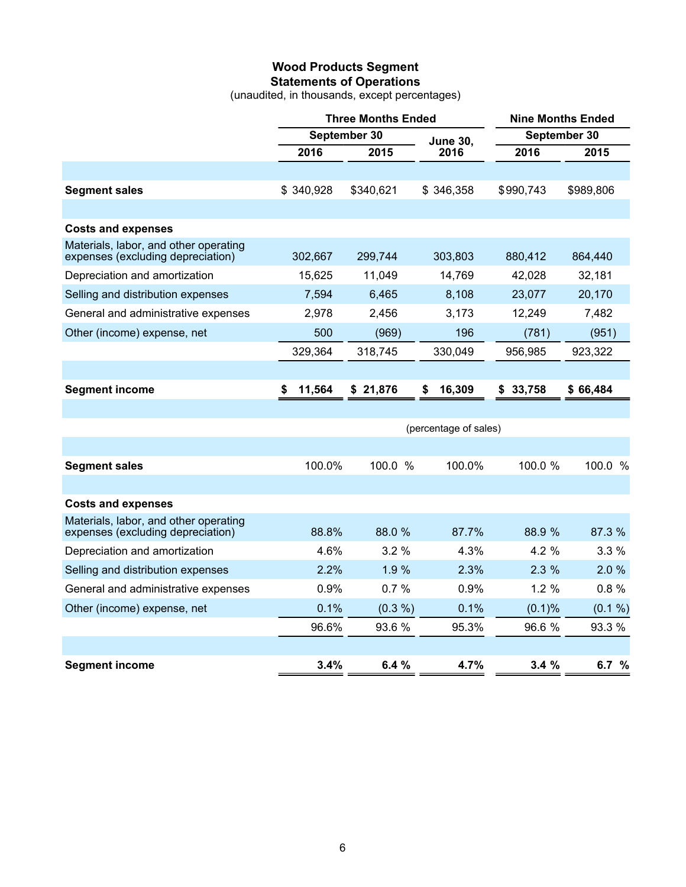# Wood Products Segment
## Statements of Operations

(unaudited, in thousands, except percentages)

| | Three Months Ended | | | Nine Months Ended | |
|---|---|---|---|---|---|
| | September 30 | | June 30, | September 30 | |
| | 2016 | 2015 | 2016 | 2016 | 2015 |
| **Segment sales** | $ 340,928 | $340,621 | $ 346,358 | $990,743 | $989,806 |
| **Costs and expenses** | | | | | |
| Materials, labor, and other operating expenses (excluding depreciation) | 302,667 | 299,744 | 303,803 | 880,412 | 864,440 |
| Depreciation and amortization | 15,625 | 11,049 | 14,769 | 42,028 | 32,181 |
| Selling and distribution expenses | 7,594 | 6,465 | 8,108 | 23,077 | 20,170 |
| General and administrative expenses | 2,978 | 2,456 | 3,173 | 12,249 | 7,482 |
| Other (income) expense, net | 500 | (969) | 196 | (781) | (951) |
| | 329,364 | 318,745 | 330,049 | 956,985 | 923,322 |
| **Segment income** | **$ 11,564** | **$ 21,876** | **$ 16,309** | **$ 33,758** | **$ 66,484** |
| | | | (percentage of sales) | | |
| **Segment sales** | 100.0% | 100.0 % | 100.0% | 100.0 % | 100.0 % |
| **Costs and expenses** | | | | | |
| Materials, labor, and other operating expenses (excluding depreciation) | 88.8% | 88.0 % | 87.7% | 88.9 % | 87.3 % |
| Depreciation and amortization | 4.6% | 3.2 % | 4.3% | 4.2 % | 3.3 % |
| Selling and distribution expenses | 2.2% | 1.9 % | 2.3% | 2.3 % | 2.0 % |
| General and administrative expenses | 0.9% | 0.7 % | 0.9% | 1.2 % | 0.8 % |
| Other (income) expense, net | 0.1% | (0.3 %) | 0.1% | (0.1)% | (0.1 %) |
| | 96.6% | 93.6 % | 95.3% | 96.6 % | 93.3 % |
| **Segment income** | **3.4%** | **6.4 %** | **4.7%** | **3.4 %** | **6.7 %** |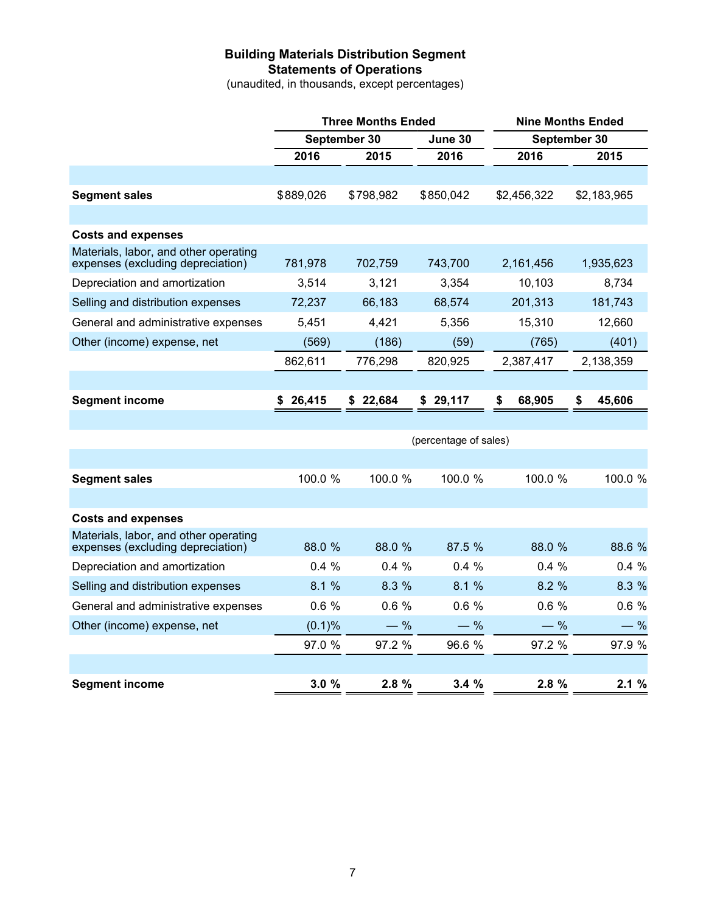# Building Materials Distribution Segment
## Statements of Operations
(unaudited, in thousands, except percentages)

| | Three Months Ended | | | Nine Months Ended | |
|---|---|---|---|---|---|
| | September 30 | | June 30 | September 30 | |
| | 2016 | 2015 | 2016 | 2016 | 2015 |
| **Segment sales** | $889,026 | $798,982 | $850,042 | $2,456,322 | $2,183,965 |
| **Costs and expenses** | | | | | |
| Materials, labor, and other operating expenses (excluding depreciation) | 781,978 | 702,759 | 743,700 | 2,161,456 | 1,935,623 |
| Depreciation and amortization | 3,514 | 3,121 | 3,354 | 10,103 | 8,734 |
| Selling and distribution expenses | 72,237 | 66,183 | 68,574 | 201,313 | 181,743 |
| General and administrative expenses | 5,451 | 4,421 | 5,356 | 15,310 | 12,660 |
| Other (income) expense, net | (569) | (186) | (59) | (765) | (401) |
| | 862,611 | 776,298 | 820,925 | 2,387,417 | 2,138,359 |
| **Segment income** | **$ 26,415** | **$ 22,684** | **$ 29,117** | **$ 68,905** | **$ 45,606** |
| | | | (percentage of sales) | | |
| **Segment sales** | 100.0 % | 100.0 % | 100.0 % | 100.0 % | 100.0 % |
| **Costs and expenses** | | | | | |
| Materials, labor, and other operating expenses (excluding depreciation) | 88.0 % | 88.0 % | 87.5 % | 88.0 % | 88.6 % |
| Depreciation and amortization | 0.4 % | 0.4 % | 0.4 % | 0.4 % | 0.4 % |
| Selling and distribution expenses | 8.1 % | 8.3 % | 8.1 % | 8.2 % | 8.3 % |
| General and administrative expenses | 0.6 % | 0.6 % | 0.6 % | 0.6 % | 0.6 % |
| Other (income) expense, net | (0.1)% | — % | — % | — % | — % |
| | 97.0 % | 97.2 % | 96.6 % | 97.2 % | 97.9 % |
| **Segment income** | **3.0 %** | **2.8 %** | **3.4 %** | **2.8 %** | **2.1 %** |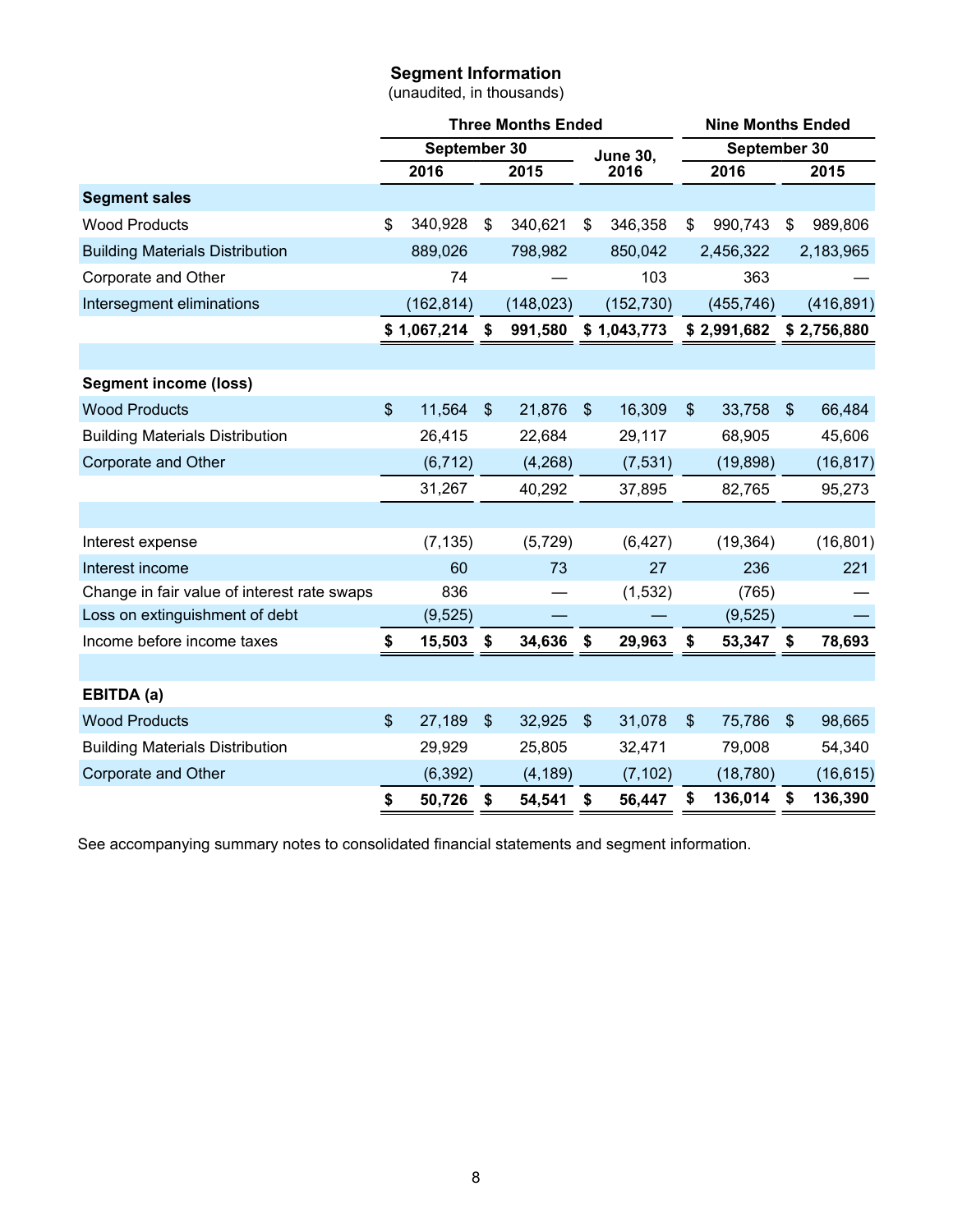## Segment Information

(unaudited, in thousands)

| | Three Months Ended | | | Nine Months Ended | |
|---|---|---|---|---|---|
| | September 30 | | June 30, | September 30 | |
| | 2016 | 2015 | 2016 | 2016 | 2015 |
| **Segment sales** | | | | | |
| Wood Products | $ 340,928 | $ 340,621 | $ 346,358 | $ 990,743 | $ 989,806 |
| Building Materials Distribution | 889,026 | 798,982 | 850,042 | 2,456,322 | 2,183,965 |
| Corporate and Other | 74 | — | 103 | 363 | — |
| Intersegment eliminations | (162,814) | (148,023) | (152,730) | (455,746) | (416,891) |
| | **$ 1,067,214** | **$ 991,580** | **$ 1,043,773** | **$ 2,991,682** | **$ 2,756,880** |
| | | | | | |
| **Segment income (loss)** | | | | | |
| Wood Products | $ 11,564 | $ 21,876 | $ 16,309 | $ 33,758 | $ 66,484 |
| Building Materials Distribution | 26,415 | 22,684 | 29,117 | 68,905 | 45,606 |
| Corporate and Other | (6,712) | (4,268) | (7,531) | (19,898) | (16,817) |
| | 31,267 | 40,292 | 37,895 | 82,765 | 95,273 |
| | | | | | |
| Interest expense | (7,135) | (5,729) | (6,427) | (19,364) | (16,801) |
| Interest income | 60 | 73 | 27 | 236 | 221 |
| Change in fair value of interest rate swaps | 836 | — | (1,532) | (765) | — |
| Loss on extinguishment of debt | (9,525) | — | — | (9,525) | — |
| Income before income taxes | **$ 15,503** | **$ 34,636** | **$ 29,963** | **$ 53,347** | **$ 78,693** |
| | | | | | |
| **EBITDA (a)** | | | | | |
| Wood Products | $ 27,189 | $ 32,925 | $ 31,078 | $ 75,786 | $ 98,665 |
| Building Materials Distribution | 29,929 | 25,805 | 32,471 | 79,008 | 54,340 |
| Corporate and Other | (6,392) | (4,189) | (7,102) | (18,780) | (16,615) |
| | **$ 50,726** | **$ 54,541** | **$ 56,447** | **$ 136,014** | **$ 136,390** |

See accompanying summary notes to consolidated financial statements and segment information.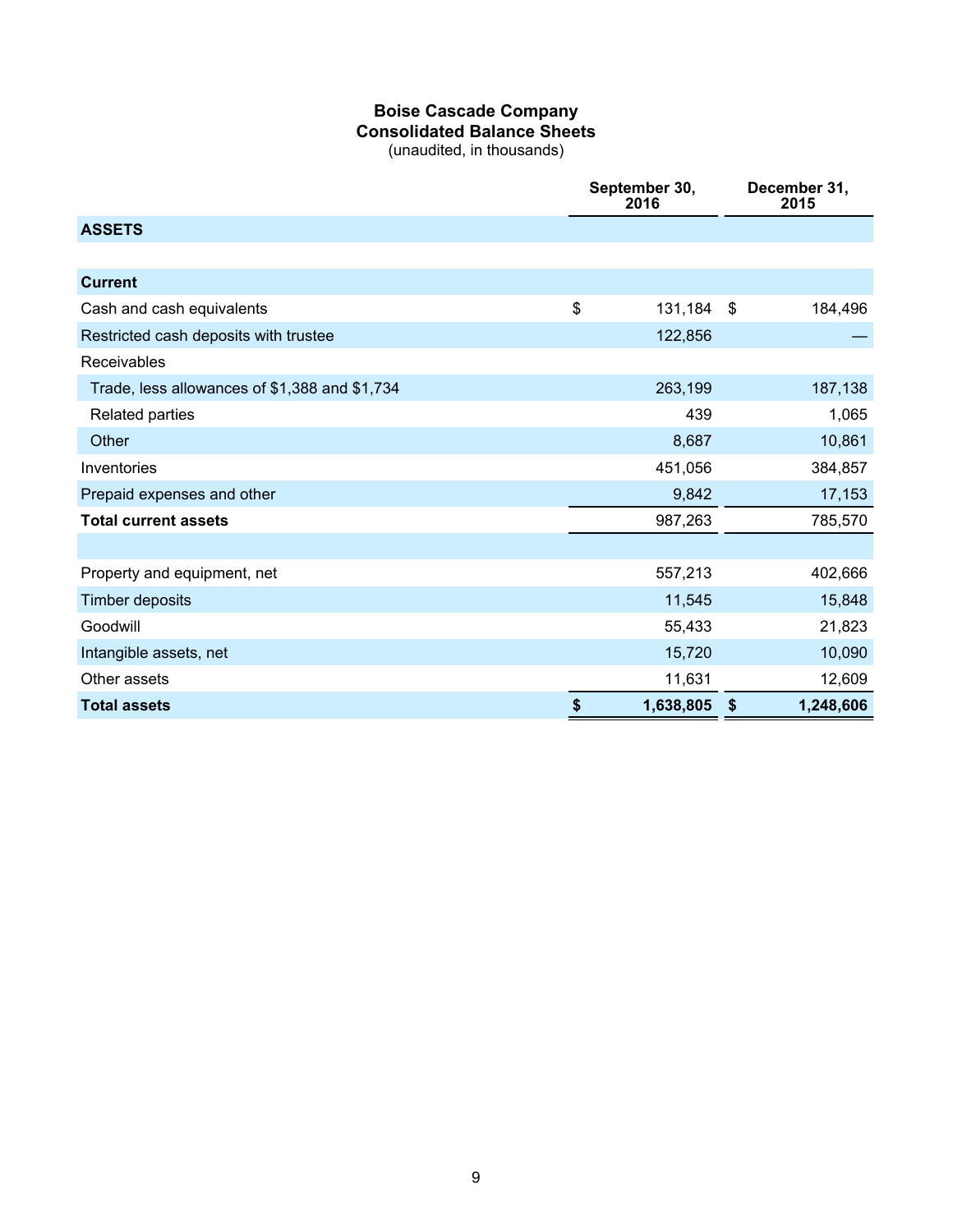# Boise Cascade Company
## Consolidated Balance Sheets
(unaudited, in thousands)

| | September 30, 2016 | December 31, 2015 |
|---|---|---|
| **ASSETS** | | |
| | | |
| **Current** | | |
| Cash and cash equivalents | $ 131,184 | $ 184,496 |
| Restricted cash deposits with trustee | 122,856 | — |
| Receivables | | |
| Trade, less allowances of $1,388 and $1,734 | 263,199 | 187,138 |
| Related parties | 439 | 1,065 |
| Other | 8,687 | 10,861 |
| Inventories | 451,056 | 384,857 |
| Prepaid expenses and other | 9,842 | 17,153 |
| **Total current assets** | 987,263 | 785,570 |
| | | |
| Property and equipment, net | 557,213 | 402,666 |
| Timber deposits | 11,545 | 15,848 |
| Goodwill | 55,433 | 21,823 |
| Intangible assets, net | 15,720 | 10,090 |
| Other assets | 11,631 | 12,609 |
| **Total assets** | **$ 1,638,805** | **$ 1,248,606** |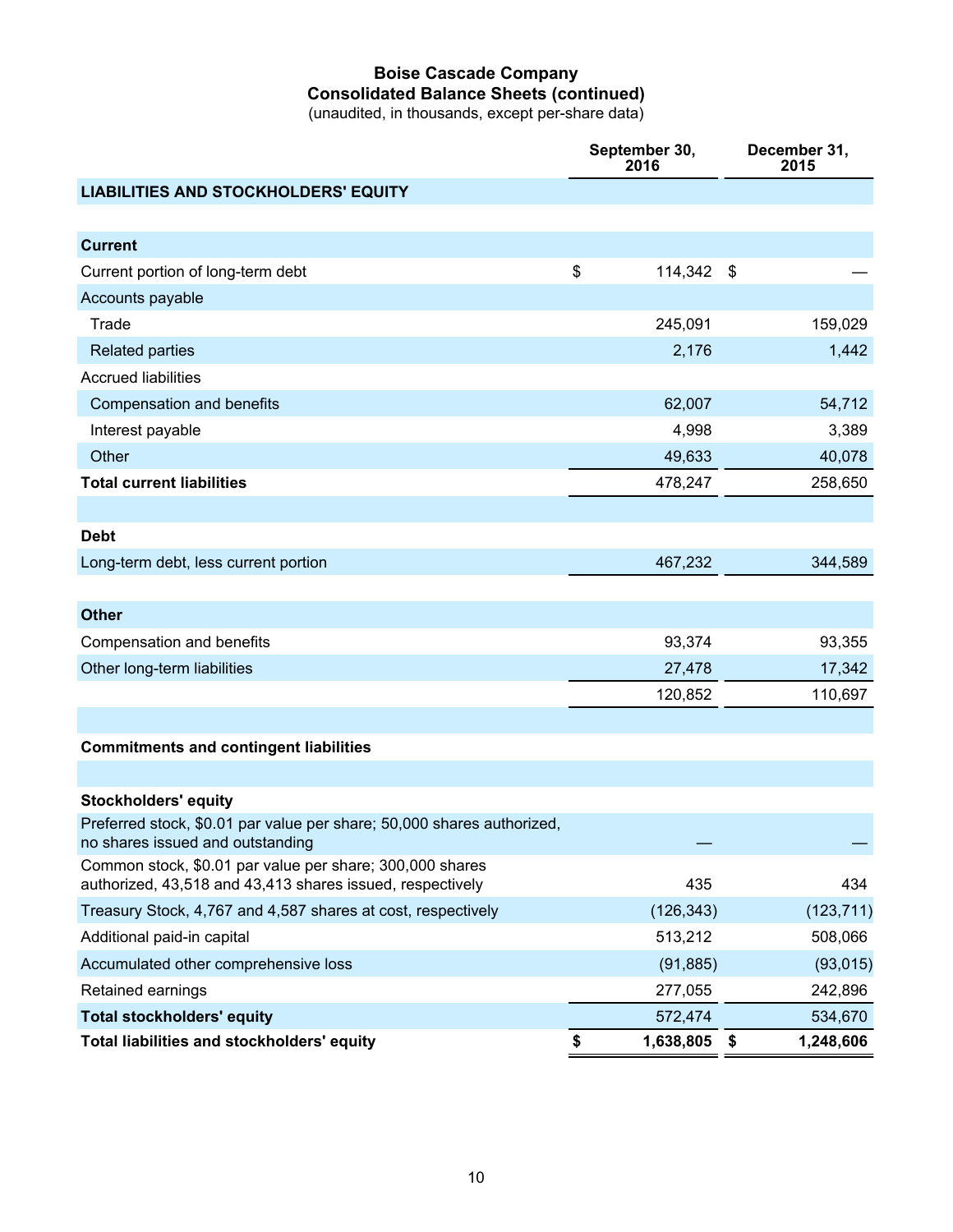# Boise Cascade Company
## Consolidated Balance Sheets (continued)
(unaudited, in thousands, except per-share data)

| | September 30, 2016 | December 31, 2015 |
|---|---|---|
| **LIABILITIES AND STOCKHOLDERS' EQUITY** | | |
| **Current** | | |
| Current portion of long-term debt | $ 114,342 | $ — |
| Accounts payable | | |
| Trade | 245,091 | 159,029 |
| Related parties | 2,176 | 1,442 |
| Accrued liabilities | | |
| Compensation and benefits | 62,007 | 54,712 |
| Interest payable | 4,998 | 3,389 |
| Other | 49,633 | 40,078 |
| **Total current liabilities** | 478,247 | 258,650 |
| **Debt** | | |
| Long-term debt, less current portion | 467,232 | 344,589 |
| **Other** | | |
| Compensation and benefits | 93,374 | 93,355 |
| Other long-term liabilities | 27,478 | 17,342 |
| | 120,852 | 110,697 |
| **Commitments and contingent liabilities** | | |
| **Stockholders' equity** | | |
| Preferred stock, $0.01 par value per share; 50,000 shares authorized, no shares issued and outstanding | — | — |
| Common stock, $0.01 par value per share; 300,000 shares authorized, 43,518 and 43,413 shares issued, respectively | 435 | 434 |
| Treasury Stock, 4,767 and 4,587 shares at cost, respectively | (126,343) | (123,711) |
| Additional paid-in capital | 513,212 | 508,066 |
| Accumulated other comprehensive loss | (91,885) | (93,015) |
| Retained earnings | 277,055 | 242,896 |
| **Total stockholders' equity** | 572,474 | 534,670 |
| **Total liabilities and stockholders' equity** | **$ 1,638,805** | **$ 1,248,606** |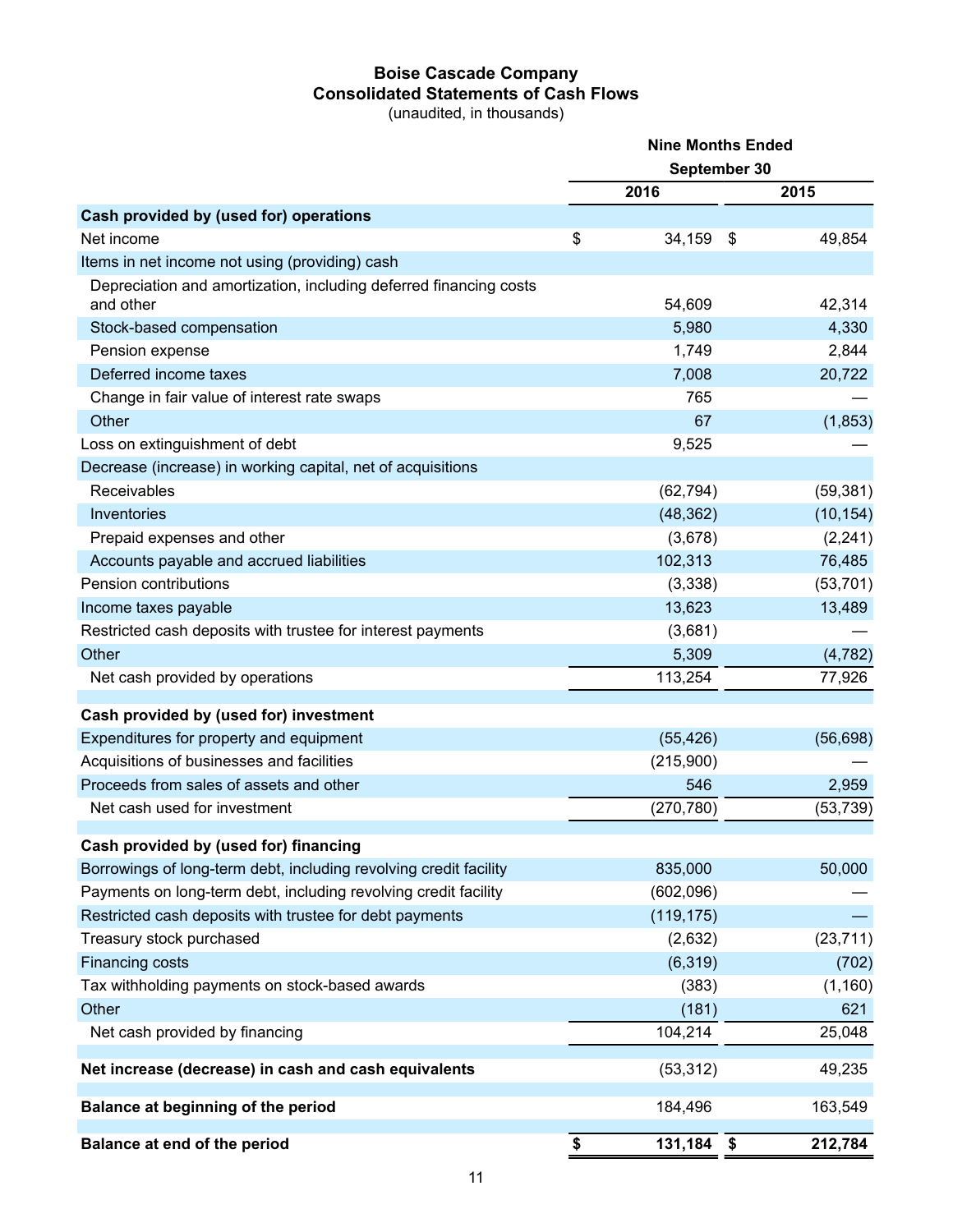# Boise Cascade Company
## Consolidated Statements of Cash Flows
(unaudited, in thousands)

| | Nine Months Ended September 30 | |
|---|---|---|
| | 2016 | 2015 |
| **Cash provided by (used for) operations** | | |
| Net income | $ 34,159 | $ 49,854 |
| Items in net income not using (providing) cash | | |
| Depreciation and amortization, including deferred financing costs and other | 54,609 | 42,314 |
| Stock-based compensation | 5,980 | 4,330 |
| Pension expense | 1,749 | 2,844 |
| Deferred income taxes | 7,008 | 20,722 |
| Change in fair value of interest rate swaps | 765 | — |
| Other | 67 | (1,853) |
| Loss on extinguishment of debt | 9,525 | — |
| Decrease (increase) in working capital, net of acquisitions | | |
| Receivables | (62,794) | (59,381) |
| Inventories | (48,362) | (10,154) |
| Prepaid expenses and other | (3,678) | (2,241) |
| Accounts payable and accrued liabilities | 102,313 | 76,485 |
| Pension contributions | (3,338) | (53,701) |
| Income taxes payable | 13,623 | 13,489 |
| Restricted cash deposits with trustee for interest payments | (3,681) | — |
| Other | 5,309 | (4,782) |
| Net cash provided by operations | 113,254 | 77,926 |
| **Cash provided by (used for) investment** | | |
| Expenditures for property and equipment | (55,426) | (56,698) |
| Acquisitions of businesses and facilities | (215,900) | — |
| Proceeds from sales of assets and other | 546 | 2,959 |
| Net cash used for investment | (270,780) | (53,739) |
| **Cash provided by (used for) financing** | | |
| Borrowings of long-term debt, including revolving credit facility | 835,000 | 50,000 |
| Payments on long-term debt, including revolving credit facility | (602,096) | — |
| Restricted cash deposits with trustee for debt payments | (119,175) | — |
| Treasury stock purchased | (2,632) | (23,711) |
| Financing costs | (6,319) | (702) |
| Tax withholding payments on stock-based awards | (383) | (1,160) |
| Other | (181) | 621 |
| Net cash provided by financing | 104,214 | 25,048 |
| **Net increase (decrease) in cash and cash equivalents** | (53,312) | 49,235 |
| **Balance at beginning of the period** | 184,496 | 163,549 |
| **Balance at end of the period** | **$ 131,184** | **$ 212,784** |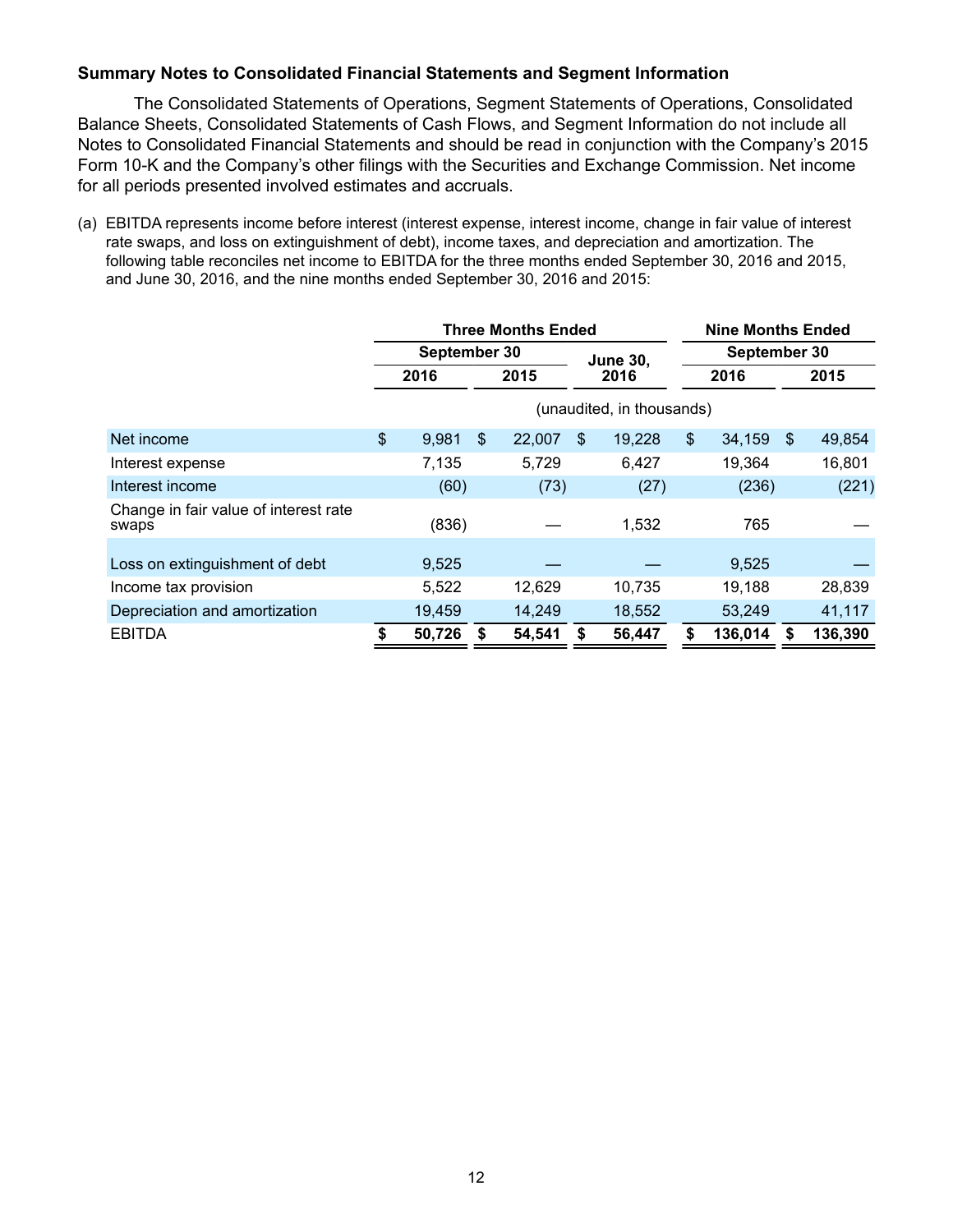**Summary Notes to Consolidated Financial Statements and Segment Information**

The Consolidated Statements of Operations, Segment Statements of Operations, Consolidated Balance Sheets, Consolidated Statements of Cash Flows, and Segment Information do not include all Notes to Consolidated Financial Statements and should be read in conjunction with the Company's 2015 Form 10-K and the Company's other filings with the Securities and Exchange Commission. Net income for all periods presented involved estimates and accruals.

(a) EBITDA represents income before interest (interest expense, interest income, change in fair value of interest rate swaps, and loss on extinguishment of debt), income taxes, and depreciation and amortization. The following table reconciles net income to EBITDA for the three months ended September 30, 2016 and 2015, and June 30, 2016, and the nine months ended September 30, 2016 and 2015:

| | Three Months Ended | | | Nine Months Ended | |
|---|---|---|---|---|---|
| | September 30 | | June 30, | September 30 | |
| | 2016 | 2015 | 2016 | 2016 | 2015 |
| | (unaudited, in thousands) | | | | |
| Net income | $ 9,981 | $ 22,007 | $ 19,228 | $ 34,159 | $ 49,854 |
| Interest expense | 7,135 | 5,729 | 6,427 | 19,364 | 16,801 |
| Interest income | (60) | (73) | (27) | (236) | (221) |
| Change in fair value of interest rate swaps | (836) | — | 1,532 | 765 | — |
| Loss on extinguishment of debt | 9,525 | — | — | 9,525 | — |
| Income tax provision | 5,522 | 12,629 | 10,735 | 19,188 | 28,839 |
| Depreciation and amortization | 19,459 | 14,249 | 18,552 | 53,249 | 41,117 |
| EBITDA | **$ 50,726** | **$ 54,541** | **$ 56,447** | **$ 136,014** | **$ 136,390** |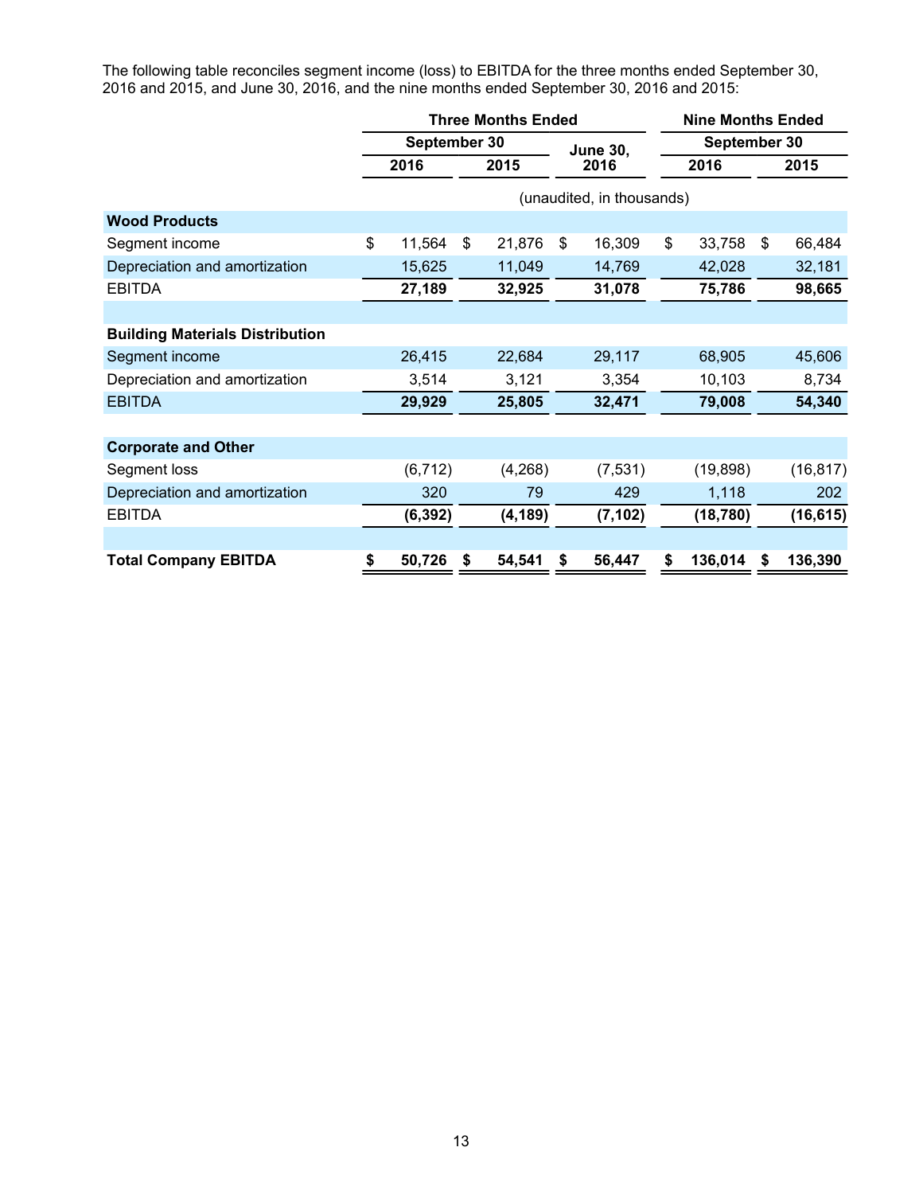The following table reconciles segment income (loss) to EBITDA for the three months ended September 30, 2016 and 2015, and June 30, 2016, and the nine months ended September 30, 2016 and 2015:

| | Three Months Ended | | | Nine Months Ended | |
|---|---|---|---|---|---|
| | September 30 | | June 30, | September 30 | |
| | 2016 | 2015 | 2016 | 2016 | 2015 |
| | (unaudited, in thousands) | | | | |
| **Wood Products** | | | | | |
| Segment income | $ 11,564 | $ 21,876 | $ 16,309 | $ 33,758 | $ 66,484 |
| Depreciation and amortization | 15,625 | 11,049 | 14,769 | 42,028 | 32,181 |
| EBITDA | **27,189** | **32,925** | **31,078** | **75,786** | **98,665** |
| **Building Materials Distribution** | | | | | |
| Segment income | 26,415 | 22,684 | 29,117 | 68,905 | 45,606 |
| Depreciation and amortization | 3,514 | 3,121 | 3,354 | 10,103 | 8,734 |
| EBITDA | **29,929** | **25,805** | **32,471** | **79,008** | **54,340** |
| **Corporate and Other** | | | | | |
| Segment loss | (6,712) | (4,268) | (7,531) | (19,898) | (16,817) |
| Depreciation and amortization | 320 | 79 | 429 | 1,118 | 202 |
| EBITDA | **(6,392)** | **(4,189)** | **(7,102)** | **(18,780)** | **(16,615)** |
| **Total Company EBITDA** | **$ 50,726** | **$ 54,541** | **$ 56,447** | **$ 136,014** | **$ 136,390** |